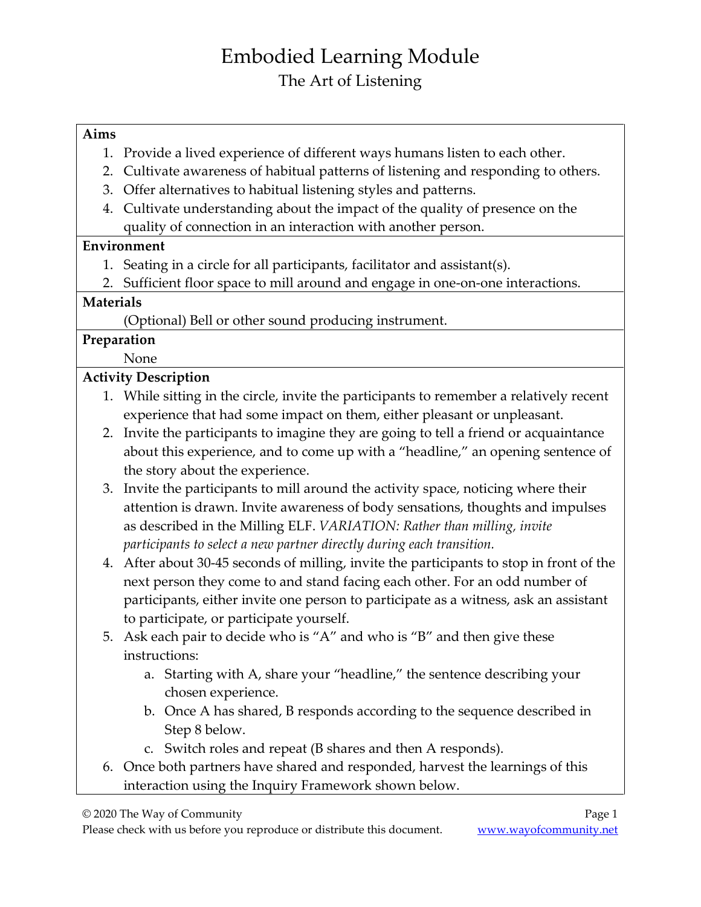# Embodied Learning Module

## The Art of Listening

**Aims**

1. Provide a lived experience of different ways humans listen to each other.
2. Cultivate awareness of habitual patterns of listening and responding to others.
3. Offer alternatives to habitual listening styles and patterns.
4. Cultivate understanding about the impact of the quality of presence on the quality of connection in an interaction with another person.

**Environment**

1. Seating in a circle for all participants, facilitator and assistant(s).
2. Sufficient floor space to mill around and engage in one-on-one interactions.

**Materials**

(Optional) Bell or other sound producing instrument.

**Preparation**

None

**Activity Description**

1. While sitting in the circle, invite the participants to remember a relatively recent experience that had some impact on them, either pleasant or unpleasant.
2. Invite the participants to imagine they are going to tell a friend or acquaintance about this experience, and to come up with a "headline," an opening sentence of the story about the experience.
3. Invite the participants to mill around the activity space, noticing where their attention is drawn. Invite awareness of body sensations, thoughts and impulses as described in the Milling ELF. *VARIATION: Rather than milling, invite participants to select a new partner directly during each transition.*
4. After about 30-45 seconds of milling, invite the participants to stop in front of the next person they come to and stand facing each other. For an odd number of participants, either invite one person to participate as a witness, ask an assistant to participate, or participate yourself.
5. Ask each pair to decide who is "A" and who is "B" and then give these instructions:
   a. Starting with A, share your "headline," the sentence describing your chosen experience.
   b. Once A has shared, B responds according to the sequence described in Step 8 below.
   c. Switch roles and repeat (B shares and then A responds).
6. Once both partners have shared and responded, harvest the learnings of this interaction using the Inquiry Framework shown below.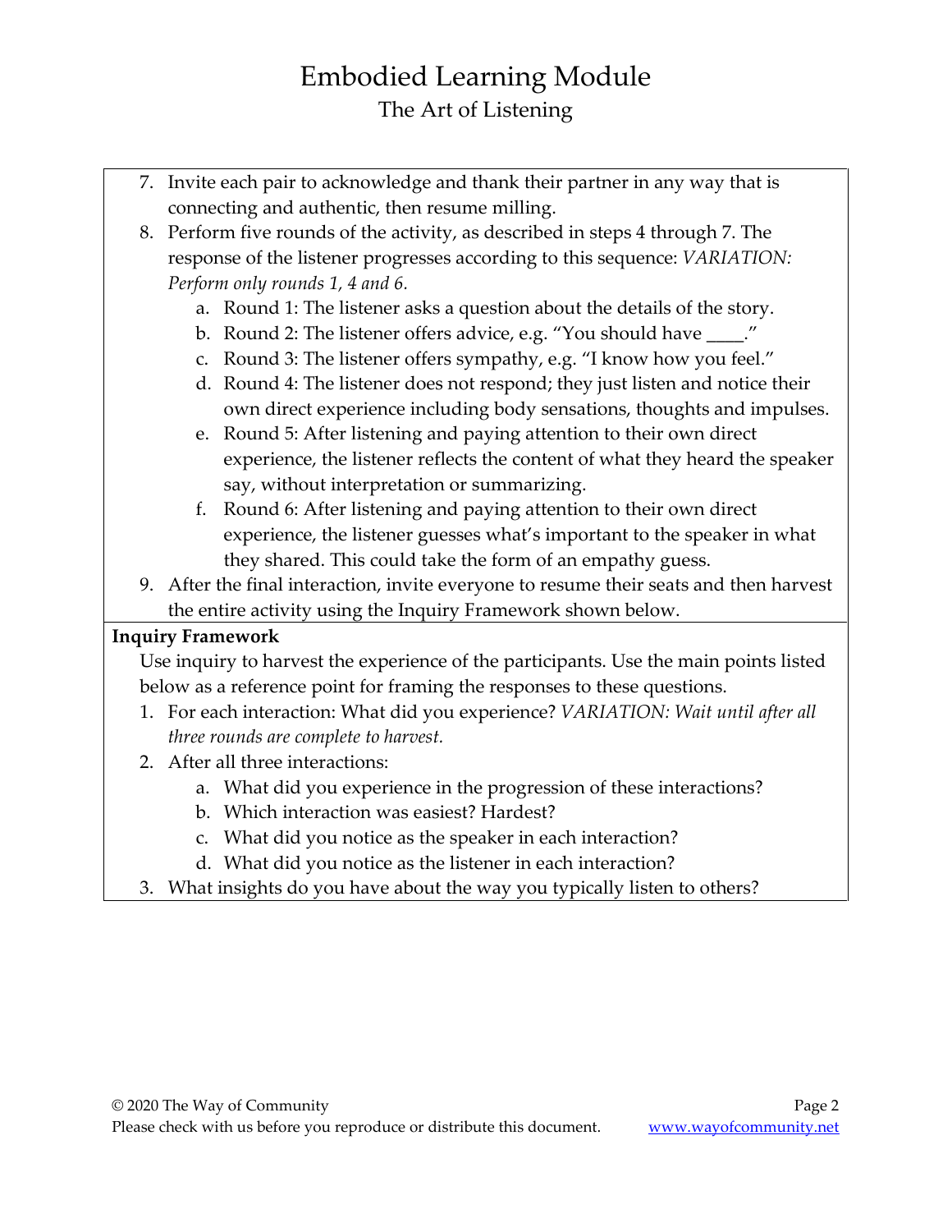7. Invite each pair to acknowledge and thank their partner in any way that is connecting and authentic, then resume milling.
8. Perform five rounds of the activity, as described in steps 4 through 7. The response of the listener progresses according to this sequence: *VARIATION: Perform only rounds 1, 4 and 6.*
    a. Round 1: The listener asks a question about the details of the story.
    b. Round 2: The listener offers advice, e.g. "You should have ____."
    c. Round 3: The listener offers sympathy, e.g. "I know how you feel."
    d. Round 4: The listener does not respond; they just listen and notice their own direct experience including body sensations, thoughts and impulses.
    e. Round 5: After listening and paying attention to their own direct experience, the listener reflects the content of what they heard the speaker say, without interpretation or summarizing.
    f. Round 6: After listening and paying attention to their own direct experience, the listener guesses what's important to the speaker in what they shared. This could take the form of an empathy guess.
9. After the final interaction, invite everyone to resume their seats and then harvest the entire activity using the Inquiry Framework shown below.

**Inquiry Framework**

Use inquiry to harvest the experience of the participants. Use the main points listed below as a reference point for framing the responses to these questions.

1. For each interaction: What did you experience? *VARIATION: Wait until after all three rounds are complete to harvest.*
2. After all three interactions:
    a. What did you experience in the progression of these interactions?
    b. Which interaction was easiest? Hardest?
    c. What did you notice as the speaker in each interaction?
    d. What did you notice as the listener in each interaction?
3. What insights do you have about the way you typically listen to others?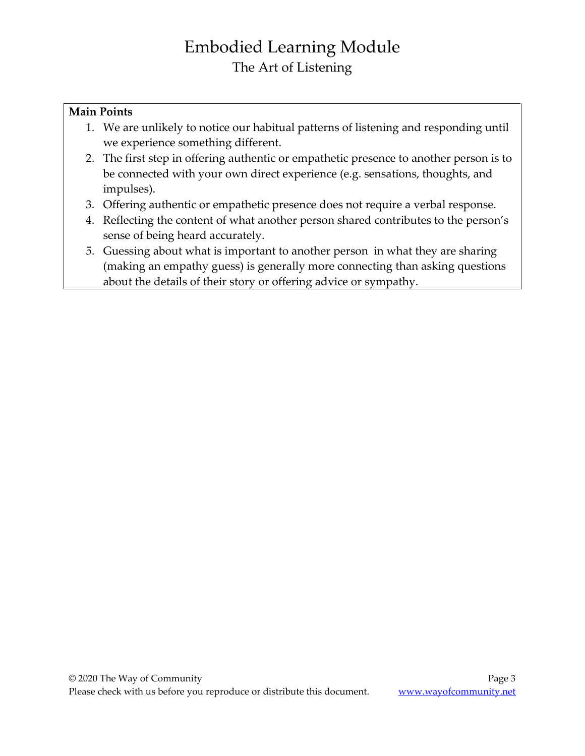# Embodied Learning Module

## The Art of Listening

**Main Points**

1. We are unlikely to notice our habitual patterns of listening and responding until we experience something different.
2. The first step in offering authentic or empathetic presence to another person is to be connected with your own direct experience (e.g. sensations, thoughts, and impulses).
3. Offering authentic or empathetic presence does not require a verbal response.
4. Reflecting the content of what another person shared contributes to the person's sense of being heard accurately.
5. Guessing about what is important to another person in what they are sharing (making an empathy guess) is generally more connecting than asking questions about the details of their story or offering advice or sympathy.